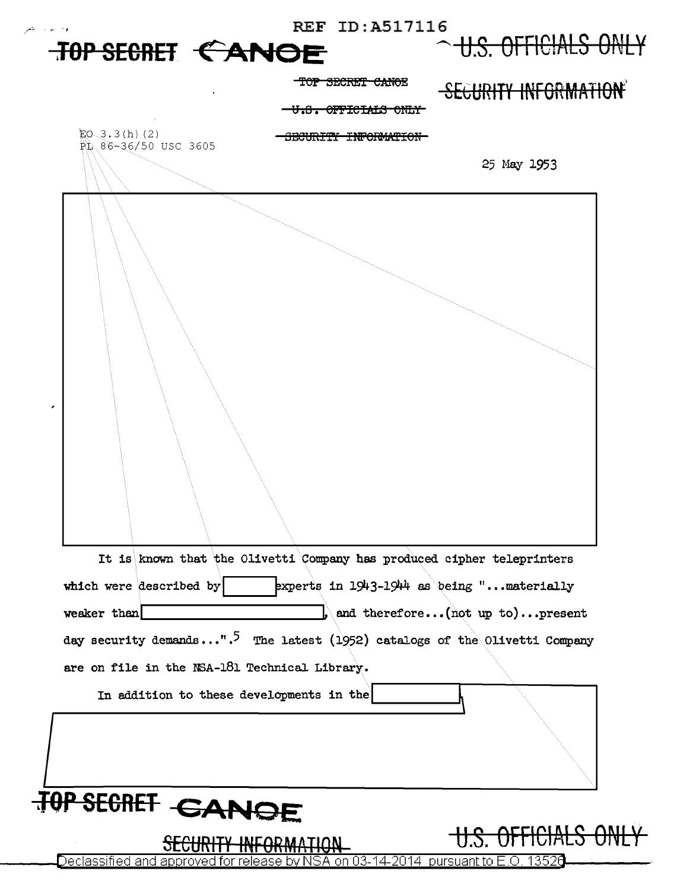REF ID:A517116

~~TOP SECRET CANOE~~ ~~U.S. OFFICIALS ONLY~~

~~TOP SECRET CANOE~~

~~U.S. OFFICIALS ONLY~~

~~SECURITY INFORMATION~~

~~SECURITY INFORMATION~~

EO 3.3(h)(2)
PL 86-36/50 USC 3605

25 May 1953

It is known that the Olivetti Company has produced cipher teleprinters which were described by [redacted] experts in 1943-1944 as being "...materially weaker than [redacted], and therefore...(not up to)...present day security demands...".[5] The latest (1952) catalogs of the Olivetti Company are on file in the NSA-181 Technical Library.

In addition to these developments in the [redacted]

~~TOP SECRET CANOE~~

~~SECURITY INFORMATION~~ ~~U.S. OFFICIALS ONLY~~

Declassified and approved for release by NSA on 03-14-2014 pursuant to E.O. 13526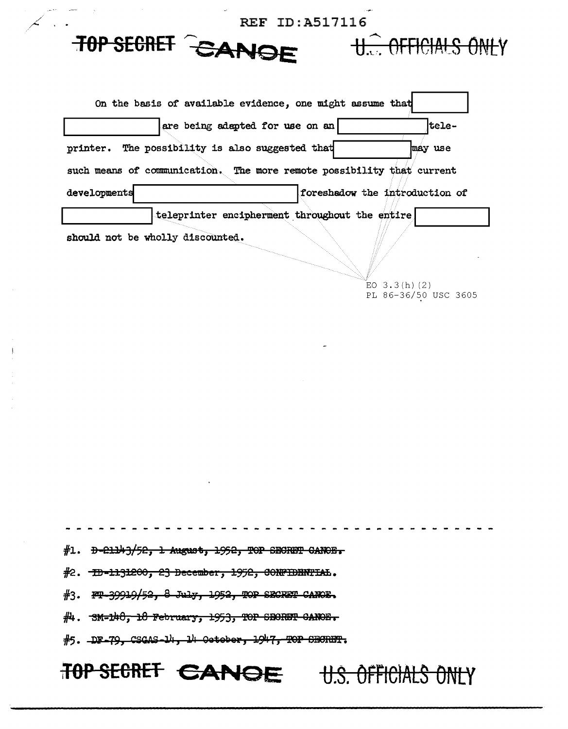On the basis of available evidence, one might assume that [REDACTED] [REDACTED] are being adapted for use on an [REDACTED] teleprinter. The possibility is also suggested that [REDACTED] may use such means of communication. The more remote possibility that current developments [REDACTED] foreshadow the introduction of [REDACTED] teleprinter encipherment throughout the entire [REDACTED] should not be wholly discounted.

EO 3.3(h)(2)
PL 86-36/50 USC 3605

---

#1. ~~D-21143/52, 1 August, 1952, TOP SECRET CANOE.~~

#2. ~~ID-1131200, 23 December, 1952, CONFIDENTIAL.~~

#3. ~~FT-39919/52, 8 July, 1952, TOP SECRET CANOE.~~

#4. ~~SM-148, 18 February, 1953, TOP SECRET CANOE.~~

#5. ~~DF-79, CSGAS-14, 14 October, 1947, TOP SECRET.~~